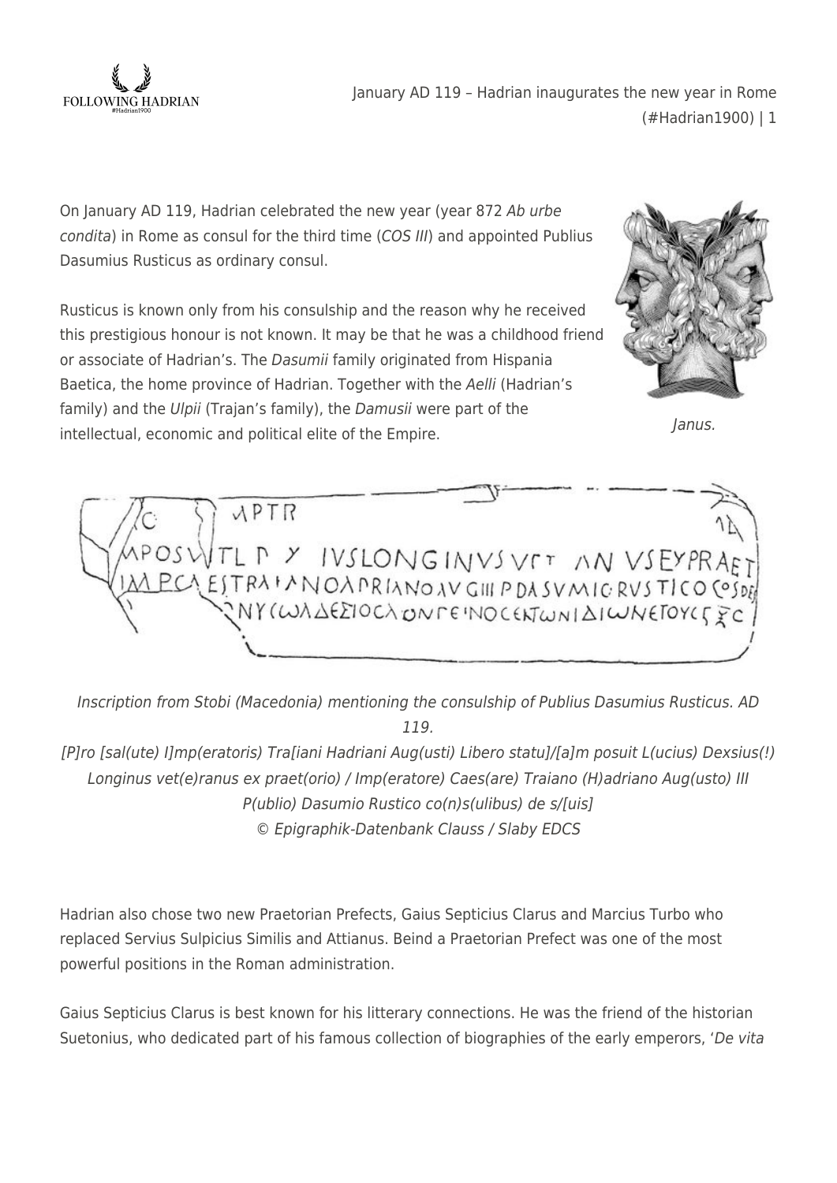On January AD 119, Hadrian celebrated the new year (year 872 *Ab urbe condita*) in Rome as consul for the third time (*COS III*) and appointed Publius Dasumius Rusticus as ordinary consul.

Rusticus is known only from his consulship and the reason why he received this prestigious honour is not known. It may be that he was a childhood friend or associate of Hadrian's. The *Dasumii* family originated from Hispania Baetica, the home province of Hadrian. Together with the *Aelli* (Hadrian's family) and the *Ulpii* (Trajan's family), the *Damusii* were part of the intellectual, economic and political elite of the Empire.

*Janus.*

*Inscription from Stobi (Macedonia) mentioning the consulship of Publius Dasumius Rusticus. AD 119.*

*[P]ro [sal(ute) I]mp(eratoris) Tra[iani Hadriani Aug(usti) Libero statu]/[a]m posuit L(ucius) Dexsius(!) Longinus vet(e)ranus ex praet(orio) / Imp(eratore) Caes(are) Traiano (H)adriano Aug(usto) III P(ublio) Dasumio Rustico co(n)s(ulibus) de s/[uis]*

*© Epigraphik-Datenbank Clauss / Slaby EDCS*

Hadrian also chose two new Praetorian Prefects, Gaius Septicius Clarus and Marcius Turbo who replaced Servius Sulpicius Similis and Attianus. Beind a Praetorian Prefect was one of the most powerful positions in the Roman administration.

Gaius Septicius Clarus is best known for his litterary connections. He was the friend of the historian Suetonius, who dedicated part of his famous collection of biographies of the early emperors, '*De vita*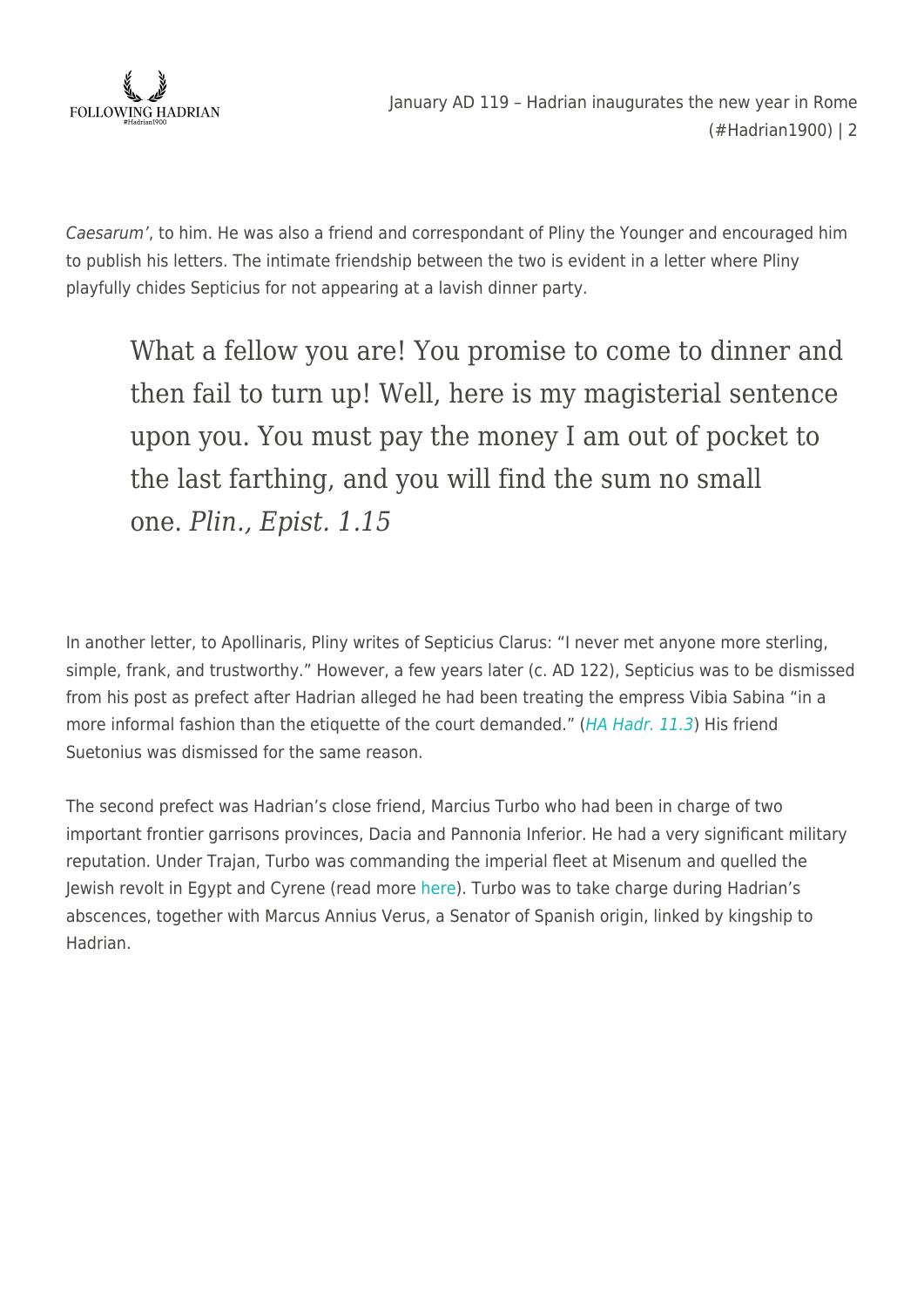*Caesarum'*, to him. He was also a friend and correspondant of Pliny the Younger and encouraged him to publish his letters. The intimate friendship between the two is evident in a letter where Pliny playfully chides Septicius for not appearing at a lavish dinner party.

> What a fellow you are! You promise to come to dinner and then fail to turn up! Well, here is my magisterial sentence upon you. You must pay the money I am out of pocket to the last farthing, and you will find the sum no small one. *Plin., Epist. 1.15*

In another letter, to Apollinaris, Pliny writes of Septicius Clarus: "I never met anyone more sterling, simple, frank, and trustworthy." However, a few years later (c. AD 122), Septicius was to be dismissed from his post as prefect after Hadrian alleged he had been treating the empress Vibia Sabina "in a more informal fashion than the etiquette of the court demanded." (*HA Hadr. 11.3*) His friend Suetonius was dismissed for the same reason.

The second prefect was Hadrian's close friend, Marcius Turbo who had been in charge of two important frontier garrisons provinces, Dacia and Pannonia Inferior. He had a very significant military reputation. Under Trajan, Turbo was commanding the imperial fleet at Misenum and quelled the Jewish revolt in Egypt and Cyrene (read more here). Turbo was to take charge during Hadrian's abscences, together with Marcus Annius Verus, a Senator of Spanish origin, linked by kingship to Hadrian.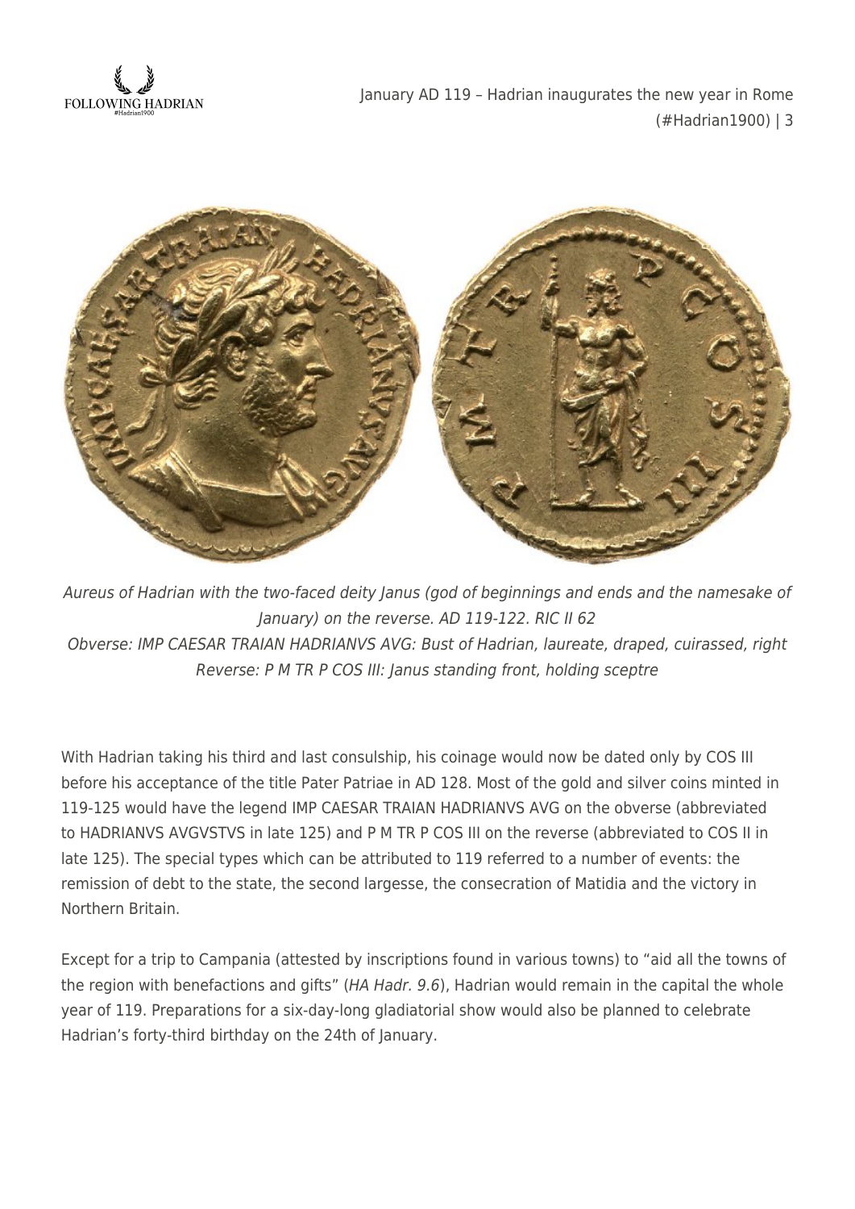*Aureus of Hadrian with the two-faced deity Janus (god of beginnings and ends and the namesake of January) on the reverse. AD 119-122. RIC II 62*
*Obverse: IMP CAESAR TRAIAN HADRIANVS AVG: Bust of Hadrian, laureate, draped, cuirassed, right*
*Reverse: P M TR P COS III: Janus standing front, holding sceptre*

With Hadrian taking his third and last consulship, his coinage would now be dated only by COS III before his acceptance of the title Pater Patriae in AD 128. Most of the gold and silver coins minted in 119-125 would have the legend IMP CAESAR TRAIAN HADRIANVS AVG on the obverse (abbreviated to HADRIANVS AVGVSTVS in late 125) and P M TR P COS III on the reverse (abbreviated to COS II in late 125). The special types which can be attributed to 119 referred to a number of events: the remission of debt to the state, the second largesse, the consecration of Matidia and the victory in Northern Britain.

Except for a trip to Campania (attested by inscriptions found in various towns) to "aid all the towns of the region with benefactions and gifts" (*HA Hadr. 9.6*), Hadrian would remain in the capital the whole year of 119. Preparations for a six-day-long gladiatorial show would also be planned to celebrate Hadrian's forty-third birthday on the 24th of January.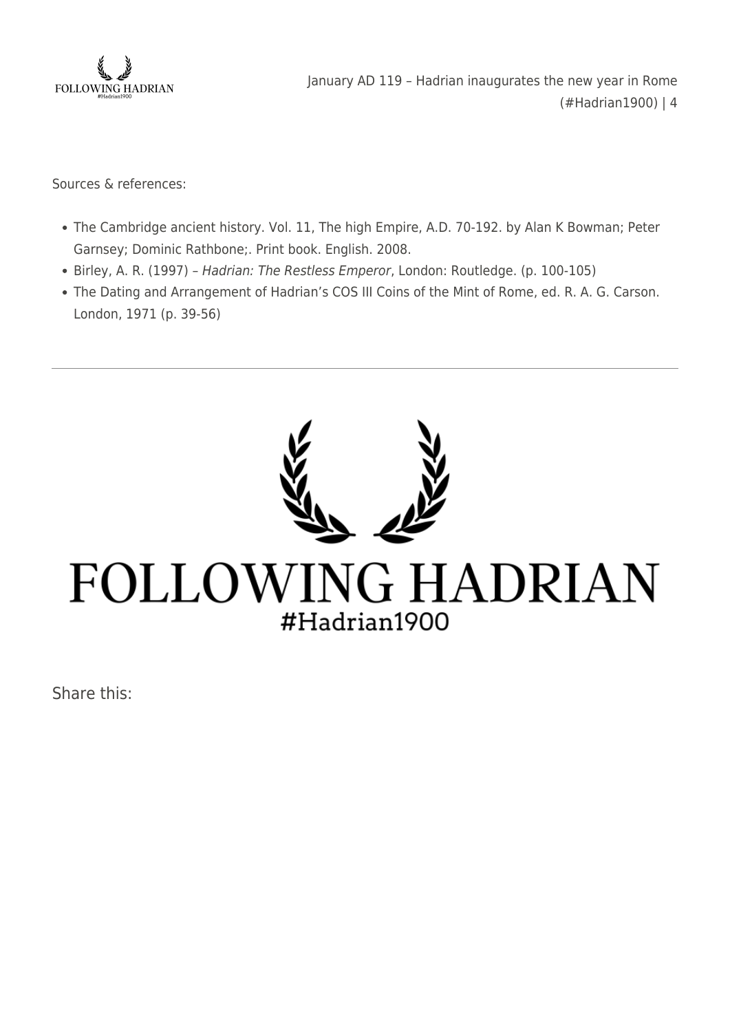Sources & references:

- The Cambridge ancient history. Vol. 11, The high Empire, A.D. 70-192. by Alan K Bowman; Peter Garnsey; Dominic Rathbone;. Print book. English. 2008.
- Birley, A. R. (1997) – *Hadrian: The Restless Emperor*, London: Routledge. (p. 100-105)
- The Dating and Arrangement of Hadrian's COS III Coins of the Mint of Rome, ed. R. A. G. Carson. London, 1971 (p. 39-56)

---

FOLLOWING HADRIAN
#Hadrian1900

Share this: